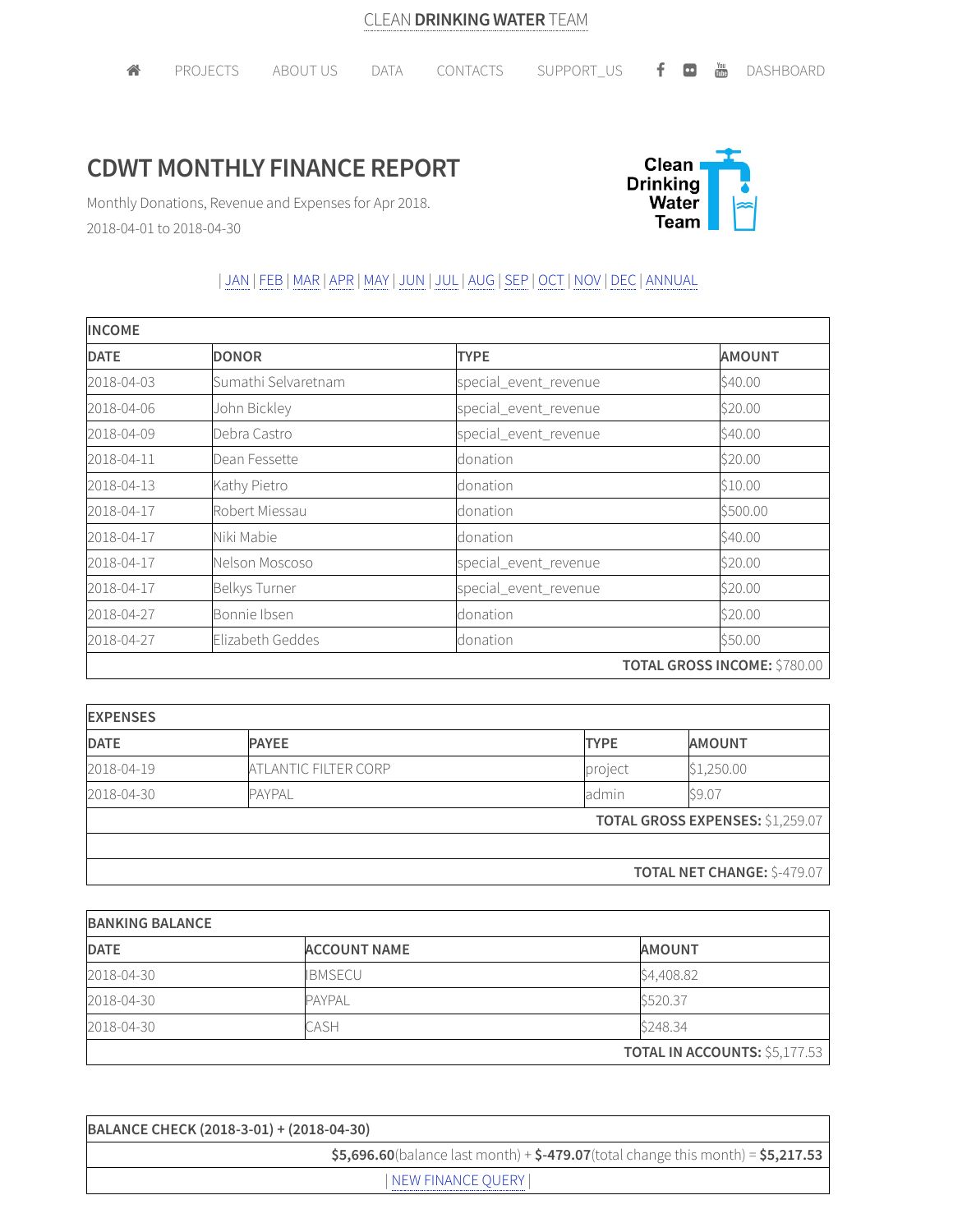CLEAN **DRINKING WATER** TEAM

PROJECTS | ABOUT US | DATA | CONTACTS | SUPPORT_US | DASHBOARD

# CDWT MONTHLY FINANCE REPORT

Monthly Donations, Revenue and Expenses for Apr 2018.

2018-04-01 to 2018-04-30

Clean Drinking Water Team

| JAN | FEB | MAR | APR | MAY | JUN | JUL | AUG | SEP | OCT | NOV | DEC | ANNUAL

| INCOME | | | |
|---|---|---|---|
| **DATE** | **DONOR** | **TYPE** | **AMOUNT** |
| 2018-04-03 | Sumathi Selvaretnam | special_event_revenue | $40.00 |
| 2018-04-06 | John Bickley | special_event_revenue | $20.00 |
| 2018-04-09 | Debra Castro | special_event_revenue | $40.00 |
| 2018-04-11 | Dean Fessette | donation | $20.00 |
| 2018-04-13 | Kathy Pietro | donation | $10.00 |
| 2018-04-17 | Robert Miessau | donation | $500.00 |
| 2018-04-17 | Niki Mabie | donation | $40.00 |
| 2018-04-17 | Nelson Moscoso | special_event_revenue | $20.00 |
| 2018-04-17 | Belkys Turner | special_event_revenue | $20.00 |
| 2018-04-27 | Bonnie Ibsen | donation | $20.00 |
| 2018-04-27 | Elizabeth Geddes | donation | $50.00 |
| | | | **TOTAL GROSS INCOME:** $780.00 |

| EXPENSES | | | |
|---|---|---|---|
| **DATE** | **PAYEE** | **TYPE** | **AMOUNT** |
| 2018-04-19 | ATLANTIC FILTER CORP | project | $1,250.00 |
| 2018-04-30 | PAYPAL | admin | $9.07 |
| | | | **TOTAL GROSS EXPENSES:** $1,259.07 |
| | | | |
| | | | **TOTAL NET CHANGE:** $-479.07 |

| BANKING BALANCE | | |
|---|---|---|
| **DATE** | **ACCOUNT NAME** | **AMOUNT** |
| 2018-04-30 | IBMSECU | $4,408.82 |
| 2018-04-30 | PAYPAL | $520.37 |
| 2018-04-30 | CASH | $248.34 |
| | | **TOTAL IN ACCOUNTS:** $5,177.53 |

| BALANCE CHECK (2018-3-01) + (2018-04-30) |
|---|
| **$5,696.60**(balance last month) + **$-479.07**(total change this month) = **$5,217.53** |
| NEW FINANCE QUERY |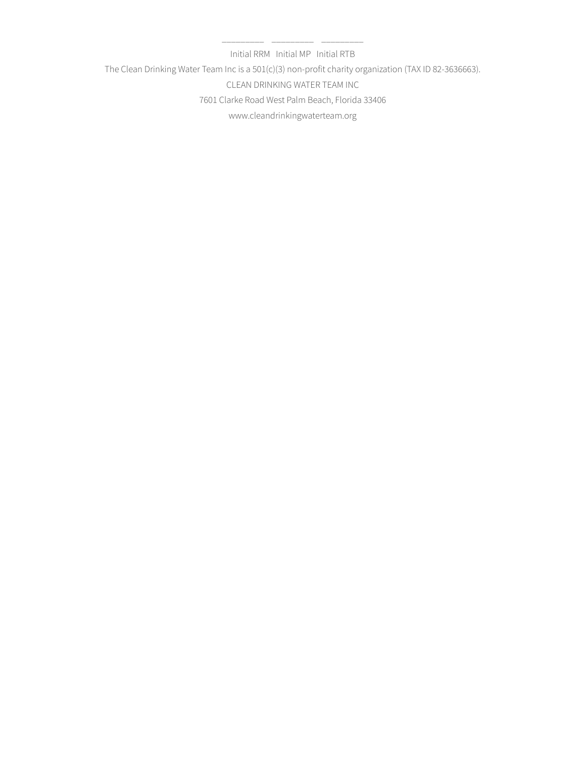\_\_\_\_\_\_\_\_\_\_ \_\_\_\_\_\_\_\_\_\_ \_\_\_\_\_\_\_\_\_\_

Initial RRM Initial MP Initial RTB

The Clean Drinking Water Team Inc is a 501(c)(3) non-profit charity organization (TAX ID 82-3636663).

CLEAN DRINKING WATER TEAM INC

7601 Clarke Road West Palm Beach, Florida 33406

www.cleandrinkingwaterteam.org